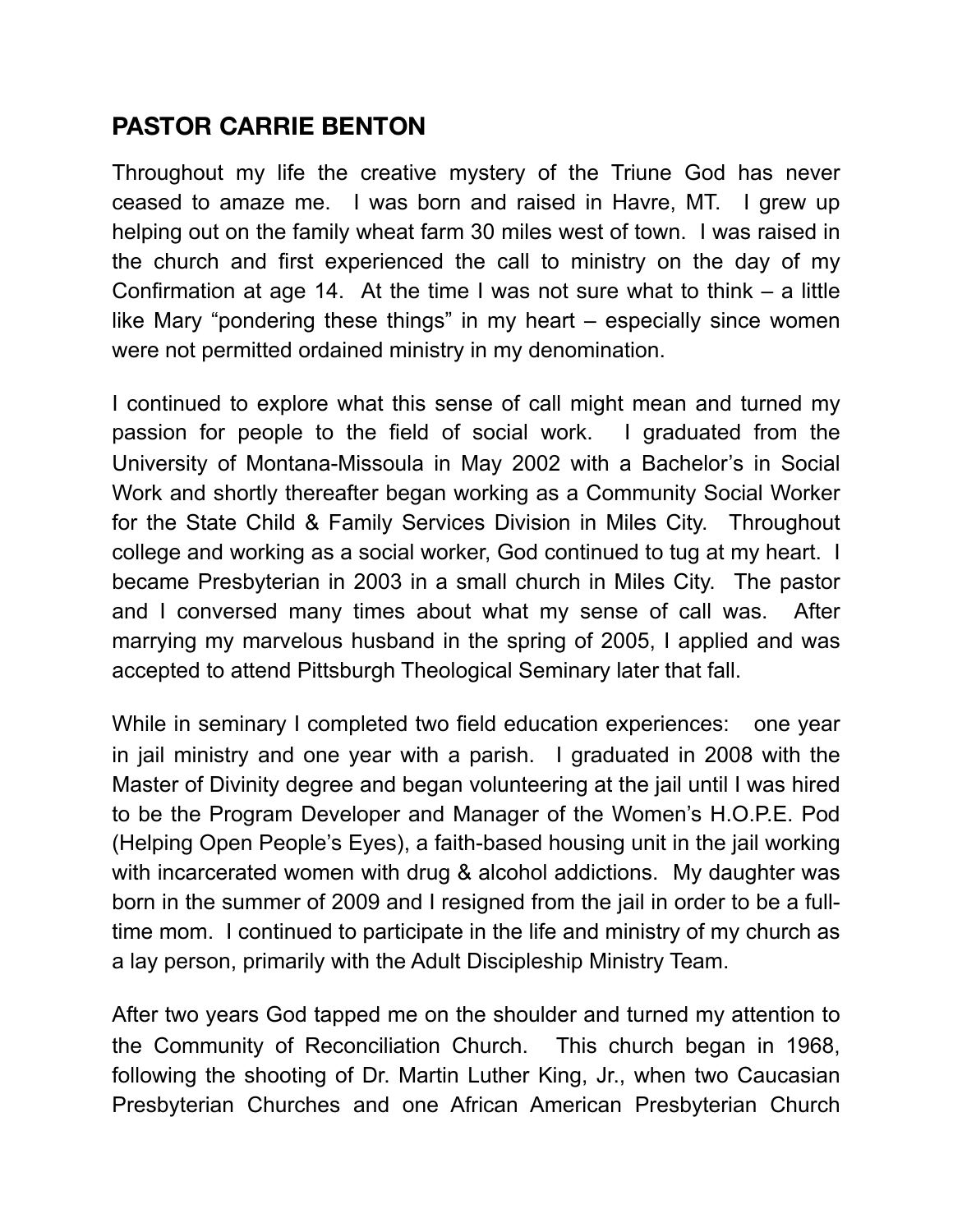## PASTOR CARRIE BENTON

Throughout my life the creative mystery of the Triune God has never ceased to amaze me. I was born and raised in Havre, MT. I grew up helping out on the family wheat farm 30 miles west of town. I was raised in the church and first experienced the call to ministry on the day of my Confirmation at age 14. At the time I was not sure what to think – a little like Mary "pondering these things" in my heart – especially since women were not permitted ordained ministry in my denomination.

I continued to explore what this sense of call might mean and turned my passion for people to the field of social work. I graduated from the University of Montana-Missoula in May 2002 with a Bachelor's in Social Work and shortly thereafter began working as a Community Social Worker for the State Child & Family Services Division in Miles City. Throughout college and working as a social worker, God continued to tug at my heart. I became Presbyterian in 2003 in a small church in Miles City. The pastor and I conversed many times about what my sense of call was. After marrying my marvelous husband in the spring of 2005, I applied and was accepted to attend Pittsburgh Theological Seminary later that fall.

While in seminary I completed two field education experiences: one year in jail ministry and one year with a parish. I graduated in 2008 with the Master of Divinity degree and began volunteering at the jail until I was hired to be the Program Developer and Manager of the Women's H.O.P.E. Pod (Helping Open People's Eyes), a faith-based housing unit in the jail working with incarcerated women with drug & alcohol addictions. My daughter was born in the summer of 2009 and I resigned from the jail in order to be a full-time mom. I continued to participate in the life and ministry of my church as a lay person, primarily with the Adult Discipleship Ministry Team.

After two years God tapped me on the shoulder and turned my attention to the Community of Reconciliation Church. This church began in 1968, following the shooting of Dr. Martin Luther King, Jr., when two Caucasian Presbyterian Churches and one African American Presbyterian Church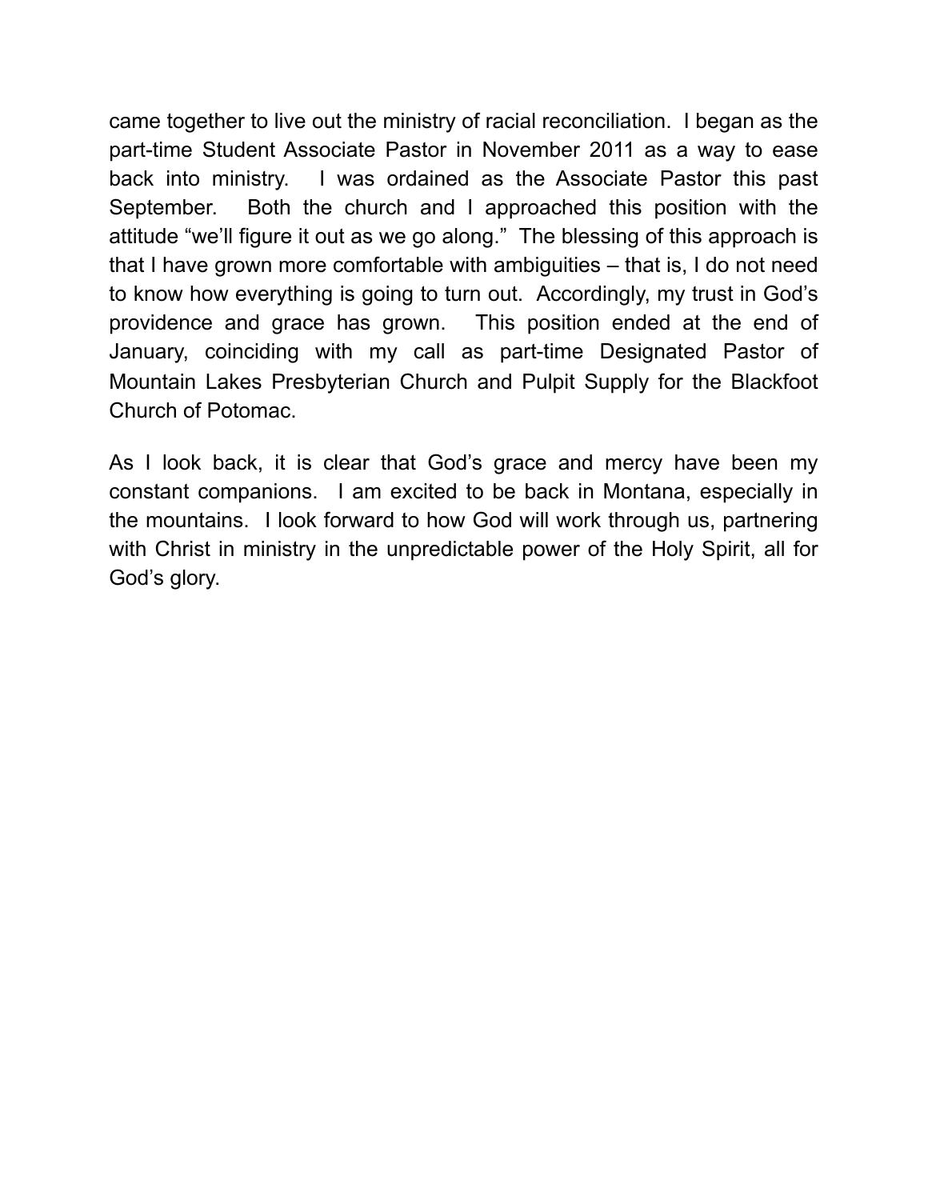came together to live out the ministry of racial reconciliation. I began as the part-time Student Associate Pastor in November 2011 as a way to ease back into ministry. I was ordained as the Associate Pastor this past September. Both the church and I approached this position with the attitude "we'll figure it out as we go along." The blessing of this approach is that I have grown more comfortable with ambiguities – that is, I do not need to know how everything is going to turn out. Accordingly, my trust in God's providence and grace has grown. This position ended at the end of January, coinciding with my call as part-time Designated Pastor of Mountain Lakes Presbyterian Church and Pulpit Supply for the Blackfoot Church of Potomac.

As I look back, it is clear that God's grace and mercy have been my constant companions. I am excited to be back in Montana, especially in the mountains. I look forward to how God will work through us, partnering with Christ in ministry in the unpredictable power of the Holy Spirit, all for God's glory.